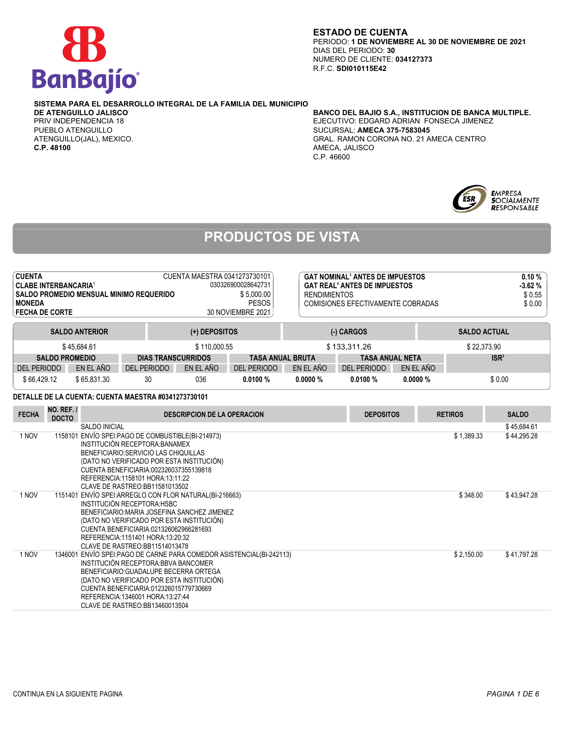BanBajío

**ESTADO DE CUENTA**
PERIODO: **1 DE NOVIEMBRE AL 30 DE NOVIEMBRE DE 2021**
DIAS DEL PERIODO: **30**
NUMERO DE CLIENTE: **034127373**
R.F.C. **SDI010115E42**

**SISTEMA PARA EL DESARROLLO INTEGRAL DE LA FAMILIA DEL MUNICIPIO DE ATENGUILLO JALISCO**
PRIV INDEPENDENCIA 18
PUEBLO ATENGUILLO
ATENGUILLO(JAL), MEXICO.
**C.P. 48100**

**BANCO DEL BAJIO S.A., INSTITUCION DE BANCA MULTIPLE.**
EJECUTIVO: EDGARD ADRIAN FONSECA JIMENEZ
SUCURSAL: **AMECA 375-7583045**
GRAL. RAMON CORONA NO. 21 AMECA CENTRO
AMECA, JALISCO
C.P. 46600

EMPRESA SOCIALMENTE RESPONSABLE

# PRODUCTOS DE VISTA

| | |
|---|---|
| **CUENTA** | CUENTA MAESTRA 0341273730101 |
| **CLABE INTERBANCARIA**[1] | 030326900028642731 |
| **SALDO PROMEDIO MENSUAL MINIMO REQUERIDO** | $ 5,000.00 |
| **MONEDA** | PESOS |
| **FECHA DE CORTE** | 30 NOVIEMBRE 2021 |

| | |
|---|---|
| **GAT NOMINAL**[3] **ANTES DE IMPUESTOS** | **0.10 %** |
| **GAT REAL**[4] **ANTES DE IMPUESTOS** | **-3.62 %** |
| RENDIMIENTOS | $ 0.55 |
| COMISIONES EFECTIVAMENTE COBRADAS | $ 0.00 |

| SALDO ANTERIOR | (+) DEPOSITOS | (-) CARGOS | SALDO ACTUAL |
|---|---|---|---|
| $ 45,684.61 | $ 110,000.55 | $ 133,311.26 | $ 22,373.90 |

| SALDO PROMEDIO | | DIAS TRANSCURRIDOS | | TASA ANUAL BRUTA | | TASA ANUAL NETA | | ISR[2] |
|---|---|---|---|---|---|---|---|---|
| DEL PERIODO | EN EL AÑO | DEL PERIODO | EN EL AÑO | DEL PERIODO | EN EL AÑO | DEL PERIODO | EN EL AÑO | |
| $ 66,429.12 | $ 65,831.30 | 30 | 036 | **0.0100 %** | **0.0000 %** | **0.0100 %** | **0.0000 %** | $ 0.00 |

**DETALLE DE LA CUENTA: CUENTA MAESTRA #0341273730101**

| FECHA | NO. REF. / DOCTO | DESCRIPCION DE LA OPERACION | DEPOSITOS | RETIROS | SALDO |
|---|---|---|---|---|---|
| | | SALDO INICIAL | | | $ 45,684.61 |
| 1 NOV | 1158101 | ENVÍO SPEI:PAGO DE COMBUSTIBLE(BI-214973)<br>INSTITUCIÓN RECEPTORA:BANAMEX<br>BENEFICIARIO:SERVICIO LAS CHIQUILLAS<br>(DATO NO VERIFICADO POR ESTA INSTITUCIÓN)<br>CUENTA BENEFICIARIA:002326037355139818<br>REFERENCIA:1158101 HORA:13:11:22<br>CLAVE DE RASTREO:BB11581013502 | | $ 1,389.33 | $ 44,295.28 |
| 1 NOV | 1151401 | ENVÍO SPEI:ARREGLO CON FLOR NATURAL(BI-216663)<br>INSTITUCIÓN RECEPTORA:HSBC<br>BENEFICIARIO:MARIA JOSEFINA SANCHEZ JIMENEZ<br>(DATO NO VERIFICADO POR ESTA INSTITUCIÓN)<br>CUENTA BENEFICIARIA:021326062966281693<br>REFERENCIA:1151401 HORA:13:20:32<br>CLAVE DE RASTREO:BB11514013478 | | $ 348.00 | $ 43,947.28 |
| 1 NOV | 1346001 | ENVÍO SPEI:PAGO DE CARNE PARA COMEDOR ASISTENCIAL(BI-242113)<br>INSTITUCIÓN RECEPTORA:BBVA BANCOMER<br>BENEFICIARIO:GUADALUPE BECERRA ORTEGA<br>(DATO NO VERIFICADO POR ESTA INSTITUCIÓN)<br>CUENTA BENEFICIARIA:012326015779730669<br>REFERENCIA:1346001 HORA:13:27:44<br>CLAVE DE RASTREO:BB13460013504 | | $ 2,150.00 | $ 41,797.28 |

CONTINUA EN LA SIGUIENTE PAGINA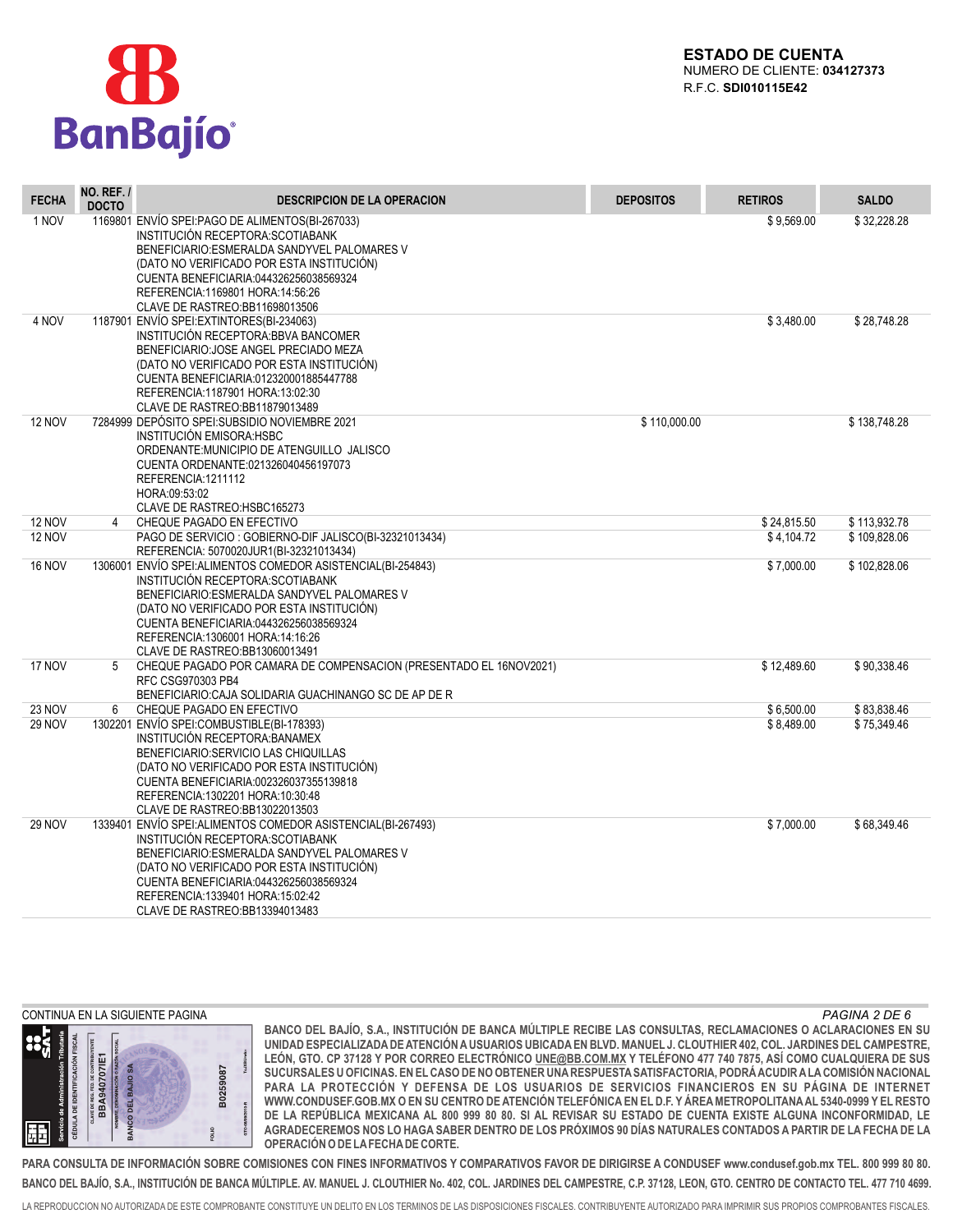**BanBajío**

**ESTADO DE CUENTA**
NUMERO DE CLIENTE: **034127373**
R.F.C. **SDI010115E42**

| FECHA | NO. REF. / DOCTO | DESCRIPCION DE LA OPERACION | DEPOSITOS | RETIROS | SALDO |
|---|---|---|---|---|---|
| 1 NOV | 1169801 | ENVÍO SPEI:PAGO DE ALIMENTOS(BI-267033)<br>INSTITUCIÓN RECEPTORA:SCOTIABANK<br>BENEFICIARIO:ESMERALDA SANDYVEL PALOMARES V<br>(DATO NO VERIFICADO POR ESTA INSTITUCIÓN)<br>CUENTA BENEFICIARIA:044326256038569324<br>REFERENCIA:1169801 HORA:14:56:26<br>CLAVE DE RASTREO:BB11698013506 | | $ 9,569.00 | $ 32,228.28 |
| 4 NOV | 1187901 | ENVÍO SPEI:EXTINTORES(BI-234063)<br>INSTITUCIÓN RECEPTORA:BBVA BANCOMER<br>BENEFICIARIO:JOSE ANGEL PRECIADO MEZA<br>(DATO NO VERIFICADO POR ESTA INSTITUCIÓN)<br>CUENTA BENEFICIARIA:012320001885447788<br>REFERENCIA:1187901 HORA:13:02:30<br>CLAVE DE RASTREO:BB11879013489 | | $ 3,480.00 | $ 28,748.28 |
| 12 NOV | 7284999 | DEPÓSITO SPEI:SUBSIDIO NOVIEMBRE 2021<br>INSTITUCIÓN EMISORA:HSBC<br>ORDENANTE:MUNICIPIO DE ATENGUILLO JALISCO<br>CUENTA ORDENANTE:021326040456197073<br>REFERENCIA:1211112<br>HORA:09:53:02<br>CLAVE DE RASTREO:HSBC165273 | $ 110,000.00 | | $ 138,748.28 |
| 12 NOV | 4 | CHEQUE PAGADO EN EFECTIVO | | $ 24,815.50 | $ 113,932.78 |
| 12 NOV | | PAGO DE SERVICIO : GOBIERNO-DIF JALISCO(BI-32321013434)<br>REFERENCIA: 5070020JUR1(BI-32321013434) | | $ 4,104.72 | $ 109,828.06 |
| 16 NOV | 1306001 | ENVÍO SPEI:ALIMENTOS COMEDOR ASISTENCIAL(BI-254843)<br>INSTITUCIÓN RECEPTORA:SCOTIABANK<br>BENEFICIARIO:ESMERALDA SANDYVEL PALOMARES V<br>(DATO NO VERIFICADO POR ESTA INSTITUCIÓN)<br>CUENTA BENEFICIARIA:044326256038569324<br>REFERENCIA:1306001 HORA:14:16:26<br>CLAVE DE RASTREO:BB13060013491 | | $ 7,000.00 | $ 102,828.06 |
| 17 NOV | 5 | CHEQUE PAGADO POR CAMARA DE COMPENSACION (PRESENTADO EL 16NOV2021)<br>RFC CSG970303 PB4<br>BENEFICIARIO:CAJA SOLIDARIA GUACHINANGO SC DE AP DE R | | $ 12,489.60 | $ 90,338.46 |
| 23 NOV | 6 | CHEQUE PAGADO EN EFECTIVO | | $ 6,500.00 | $ 83,838.46 |
| 29 NOV | 1302201 | ENVÍO SPEI:COMBUSTIBLE(BI-178393)<br>INSTITUCIÓN RECEPTORA:BANAMEX<br>BENEFICIARIO:SERVICIO LAS CHIQUILLAS<br>(DATO NO VERIFICADO POR ESTA INSTITUCIÓN)<br>CUENTA BENEFICIARIA:002326037355139818<br>REFERENCIA:1302201 HORA:10:30:48<br>CLAVE DE RASTREO:BB13022013503 | | $ 8,489.00 | $ 75,349.46 |
| 29 NOV | 1339401 | ENVÍO SPEI:ALIMENTOS COMEDOR ASISTENCIAL(BI-267493)<br>INSTITUCIÓN RECEPTORA:SCOTIABANK<br>BENEFICIARIO:ESMERALDA SANDYVEL PALOMARES V<br>(DATO NO VERIFICADO POR ESTA INSTITUCIÓN)<br>CUENTA BENEFICIARIA:044326256038569324<br>REFERENCIA:1339401 HORA:15:02:42<br>CLAVE DE RASTREO:BB13394013483 | | $ 7,000.00 | $ 68,349.46 |

CONTINUA EN LA SIGUIENTE PAGINA

Servicio de Administración Tributaria — CÉDULA DE IDENTIFICACIÓN FISCAL — CLAVE DE REG. FED. DE CONTRIBUYENTE: BBA940707IE1 — NOMBRE, DENOMINACIÓN O RAZÓN SOCIAL: BANCO DEL BAJIO SA — FOLIO: B0259087

**BANCO DEL BAJÍO, S.A., INSTITUCIÓN DE BANCA MÚLTIPLE RECIBE LAS CONSULTAS, RECLAMACIONES O ACLARACIONES EN SU UNIDAD ESPECIALIZADA DE ATENCIÓN A USUARIOS UBICADA EN BLVD. MANUEL J. CLOUTHIER 402, COL. JARDINES DEL CAMPESTRE, LEÓN, GTO. CP 37128 Y POR CORREO ELECTRÓNICO UNE@BB.COM.MX Y TELÉFONO 477 740 7875, ASÍ COMO CUALQUIERA DE SUS SUCURSALES U OFICINAS. EN EL CASO DE NO OBTENER UNA RESPUESTA SATISFACTORIA, PODRÁ ACUDIR A LA COMISIÓN NACIONAL PARA LA PROTECCIÓN Y DEFENSA DE LOS USUARIOS DE SERVICIOS FINANCIEROS EN SU PÁGINA DE INTERNET WWW.CONDUSEF.GOB.MX O EN SU CENTRO DE ATENCIÓN TELEFÓNICA EN EL D.F. Y ÁREA METROPOLITANA AL 5340-0999 Y EL RESTO DE LA REPÚBLICA MEXICANA AL 800 999 80 80. SI AL REVISAR SU ESTADO DE CUENTA EXISTE ALGUNA INCONFORMIDAD, LE AGRADECEREMOS NOS LO HAGA SABER DENTRO DE LOS PRÓXIMOS 90 DÍAS NATURALES CONTADOS A PARTIR DE LA FECHA DE LA OPERACIÓN O DE LA FECHA DE CORTE.**

**PARA CONSULTA DE INFORMACIÓN SOBRE COMISIONES CON FINES INFORMATIVOS Y COMPARATIVOS FAVOR DE DIRIGIRSE A CONDUSEF www.condusef.gob.mx TEL. 800 999 80 80.**

**BANCO DEL BAJÍO, S.A., INSTITUCIÓN DE BANCA MÚLTIPLE. AV. MANUEL J. CLOUTHIER No. 402, COL. JARDINES DEL CAMPESTRE, C.P. 37128, LEON, GTO. CENTRO DE CONTACTO TEL. 477 710 4699.**

LA REPRODUCCION NO AUTORIZADA DE ESTE COMPROBANTE CONSTITUYE UN DELITO EN LOS TERMINOS DE LAS DISPOSICIONES FISCALES. CONTRIBUYENTE AUTORIZADO PARA IMPRIMIR SUS PROPIOS COMPROBANTES FISCALES.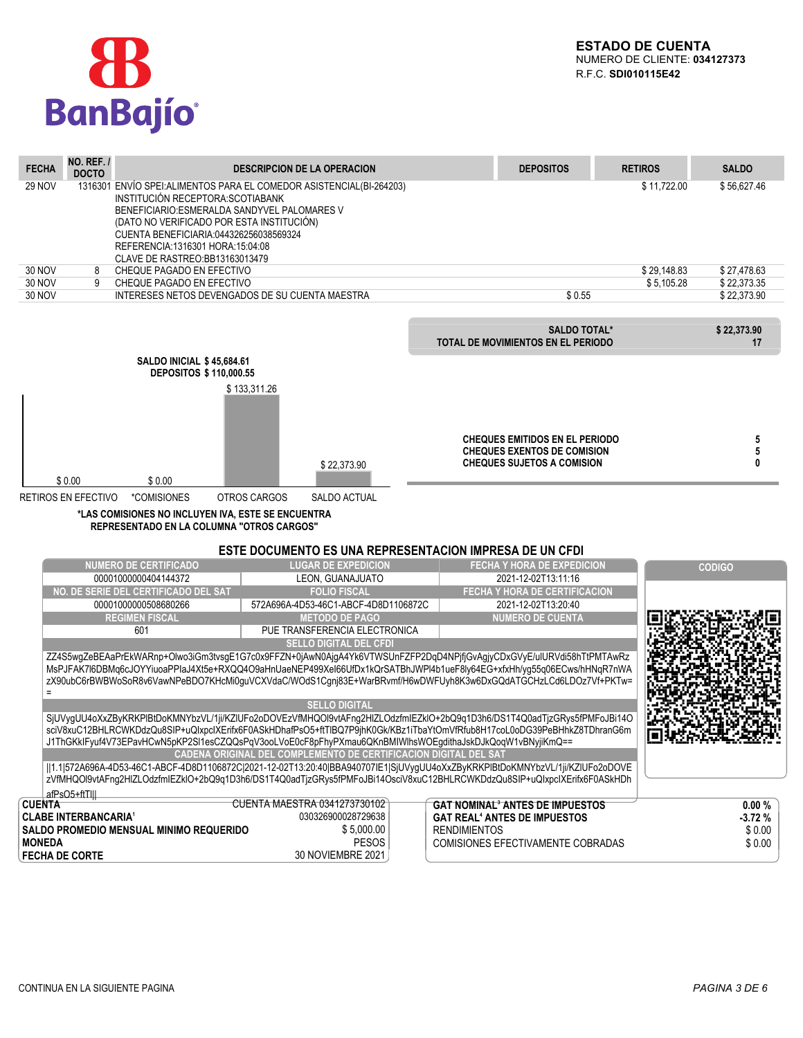# BanBajío

**ESTADO DE CUENTA**
NUMERO DE CLIENTE: **034127373**
R.F.C. **SDI010115E42**

| FECHA | NO. REF. / DOCTO | DESCRIPCION DE LA OPERACION | DEPOSITOS | RETIROS | SALDO |
|---|---|---|---|---|---|
| 29 NOV | 1316301 | ENVÍO SPEI:ALIMENTOS PARA EL COMEDOR ASISTENCIAL(BI-264203) INSTITUCIÓN RECEPTORA:SCOTIABANK BENEFICIARIO:ESMERALDA SANDYVEL PALOMARES V (DATO NO VERIFICADO POR ESTA INSTITUCIÓN) CUENTA BENEFICIARIA:044326256038569324 REFERENCIA:1316301 HORA:15:04:08 CLAVE DE RASTREO:BB13163013479 | | $ 11,722.00 | $ 56,627.46 |
| 30 NOV | 8 | CHEQUE PAGADO EN EFECTIVO | | $ 29,148.83 | $ 27,478.63 |
| 30 NOV | 9 | CHEQUE PAGADO EN EFECTIVO | | $ 5,105.28 | $ 22,373.35 |
| 30 NOV | | INTERESES NETOS DEVENGADOS DE SU CUENTA MAESTRA | $ 0.55 | | $ 22,373.90 |

| | |
|---|---|
| **SALDO TOTAL*** | **$ 22,373.90** |
| **TOTAL DE MOVIMIENTOS EN EL PERIODO** | **17** |

**SALDO INICIAL $ 45,684.61**
**DEPOSITOS $ 110,000.55**

| RETIROS EN EFECTIVO | *COMISIONES | OTROS CARGOS | SALDO ACTUAL |
|---|---|---|---|
| $ 0.00 | $ 0.00 | $ 133,311.26 | $ 22,373.90 |

**\*LAS COMISIONES NO INCLUYEN IVA, ESTE SE ENCUENTRA REPRESENTADO EN LA COLUMNA "OTROS CARGOS"**

| | |
|---|---|
| **CHEQUES EMITIDOS EN EL PERIODO** | **5** |
| **CHEQUES EXENTOS DE COMISION** | **5** |
| **CHEQUES SUJETOS A COMISION** | **0** |

## ESTE DOCUMENTO ES UNA REPRESENTACION IMPRESA DE UN CFDI

| NUMERO DE CERTIFICADO | LUGAR DE EXPEDICION | FECHA Y HORA DE EXPEDICION |
|---|---|---|
| 00001000000404144372 | LEON, GUANAJUATO | 2021-12-02T13:11:16 |
| **NO. DE SERIE DEL CERTIFICADO DEL SAT** | **FOLIO FISCAL** | **FECHA Y HORA DE CERTIFICACION** |
| 00001000000508680266 | 572A696A-4D53-46C1-ABCF-4D8D1106872C | 2021-12-02T13:20:40 |
| **REGIMEN FISCAL** | **METODO DE PAGO** | **NUMERO DE CUENTA** |
| 601 | PUE TRANSFERENCIA ELECTRONICA | |

**CODIGO**

**SELLO DIGITAL DEL CFDI**

ZZ4S5wgZeBEAaPrEkWARnp+Olwo3iGm3tvsgE1G7c0x9FFZN+0jAwN0AjgA4Yk6VTWSUnFZFP2DqD4NPjfjGvAgjyCDxGVyE/ulURVdi58hTtPMTAwRzMsPJFAK7l6DBMq6cJOYYiuoaPPlaJ4Xt5e+RXQQ4O9aHnUaeNEP499Xel66UfDx1kQrSATBhJWPl4b1ueF8ly64EG+xfxHh/yg55q06ECws/hHNqR7nWAzX90ubC6rBWBWoSoR8v6VawNPeBDO7KHcMi0guVCXVdaC/WOdS1Cgnj83E+WarBRvmf/H6wDWFUyh8K3w6DxGQdATGCHzLCd6LDOz7Vf+PKTw==

**SELLO DIGITAL**

SjUVygUU4oXxZByKRKPlBtDoKMNYbzVL/1ji/KZlUFo2oDOVEzVfMHQOl9vtAFng2HlZLOdzfmlEZklO+2bQ9q1D3h6/DS1T4Q0adTjzGRys5fPMFoJBi14OsciV8xuC12BHLRCWKDdzQu8SIP+uQlxpclXErifx6F0ASkHDhafPsO5+ftTIBQ7P9jhK0Gk/KBz1iTbaYtOmVfRfub8H17coL0oDG39PeBHhkZ8TDhranG6mJ1ThGKklFyuf4V73EPavHCwN5pKP2Sl1esCZQQsPqV3ooLVoE0cF8pFhyPXmau6QKnBMlWlhsWOEgdithaJskDJkQoqW1vBNyjiKmQ==

**CADENA ORIGINAL DEL COMPLEMENTO DE CERTIFICACION DIGITAL DEL SAT**

||1.1|572A696A-4D53-46C1-ABCF-4D8D1106872C|2021-12-02T13:20:40|BBA940707IE1|SjUVygUU4oXxZByKRKPlBtDoKMNYbzVL/1ji/KZlUFo2oDOVEzVfMHQOl9vtAFng2HlZLOdzfmlEZklO+2bQ9q1D3h6/DS1T4Q0adTjzGRys5fPMFoJBi14OsciV8xuC12BHLRCWKDdzQu8SIP+uQlxpclXErifx6F0ASkHDhafPsO5+ftTI||

| | |
|---|---|
| **CUENTA** | CUENTA MAESTRA 0341273730102 |
| **CLABE INTERBANCARIA[1]** | 030326900028729638 |
| **SALDO PROMEDIO MENSUAL MINIMO REQUERIDO** | $ 5,000.00 |
| **MONEDA** | PESOS |
| **FECHA DE CORTE** | 30 NOVIEMBRE 2021 |

| | |
|---|---|
| **GAT NOMINAL[3] ANTES DE IMPUESTOS** | **0.00 %** |
| **GAT REAL[4] ANTES DE IMPUESTOS** | **-3.72 %** |
| RENDIMIENTOS | $ 0.00 |
| COMISIONES EFECTIVAMENTE COBRADAS | $ 0.00 |

CONTINUA EN LA SIGUIENTE PAGINA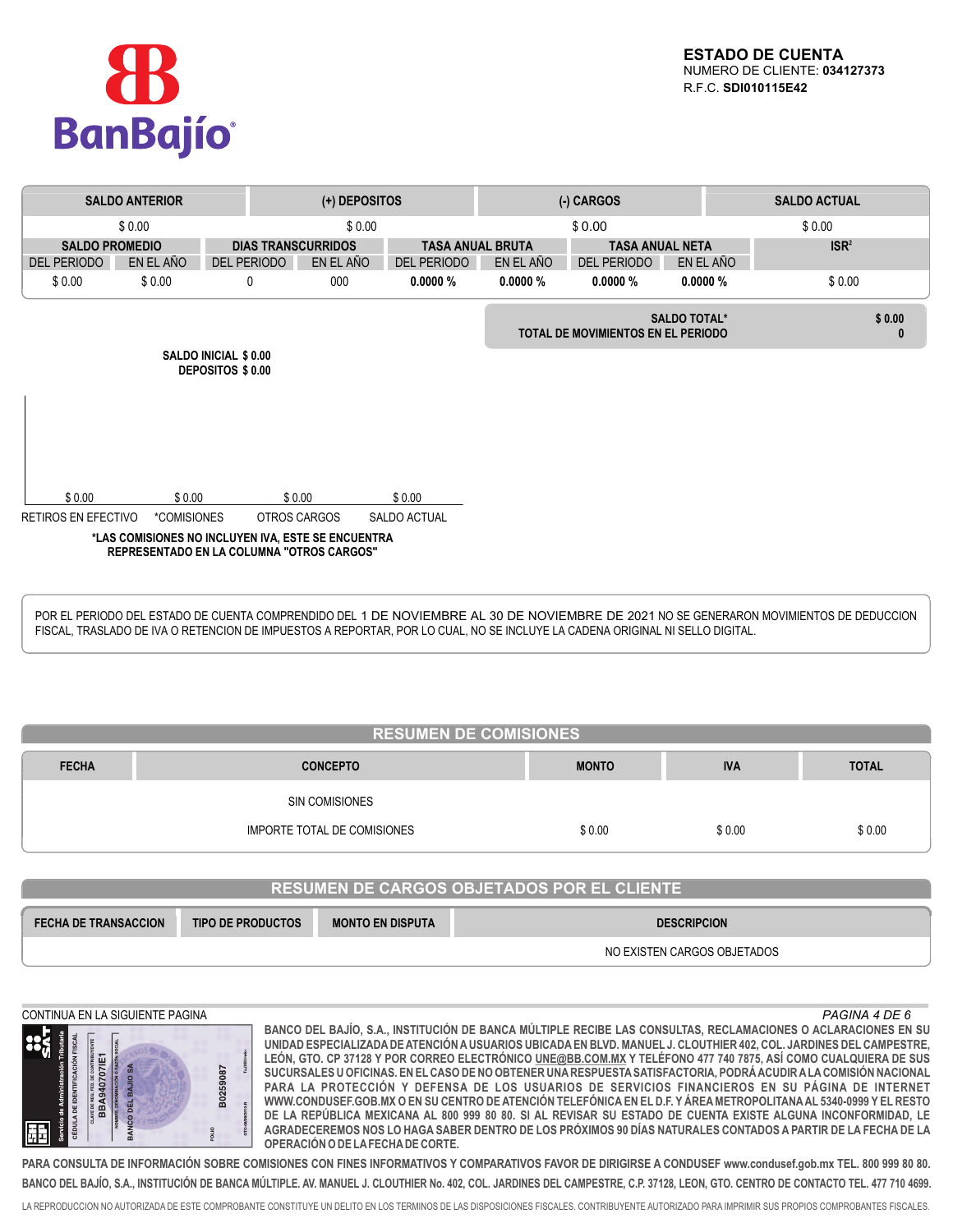BanBajío

**ESTADO DE CUENTA**
NUMERO DE CLIENTE: **034127373**
R.F.C. **SDI010115E42**

| SALDO ANTERIOR | (+) DEPOSITOS | (-) CARGOS | SALDO ACTUAL |
|---|---|---|---|
| $ 0.00 | $ 0.00 | $ 0.00 | $ 0.00 |

| SALDO PROMEDIO | | DIAS TRANSCURRIDOS | | TASA ANUAL BRUTA | | TASA ANUAL NETA | | ISR[2] |
|---|---|---|---|---|---|---|---|---|
| DEL PERIODO | EN EL AÑO | DEL PERIODO | EN EL AÑO | DEL PERIODO | EN EL AÑO | DEL PERIODO | EN EL AÑO | |
| $ 0.00 | $ 0.00 | 0 | 000 | **0.0000 %** | **0.0000 %** | **0.0000 %** | **0.0000 %** | $ 0.00 |

| | |
|---|---|
| **SALDO TOTAL*** | **$ 0.00** |
| **TOTAL DE MOVIMIENTOS EN EL PERIODO** | **0** |

**SALDO INICIAL $ 0.00**
**DEPOSITOS $ 0.00**

| RETIROS EN EFECTIVO | *COMISIONES | OTROS CARGOS | SALDO ACTUAL |
|---|---|---|---|
| $ 0.00 | $ 0.00 | $ 0.00 | $ 0.00 |

**\*LAS COMISIONES NO INCLUYEN IVA, ESTE SE ENCUENTRA REPRESENTADO EN LA COLUMNA "OTROS CARGOS"**

POR EL PERIODO DEL ESTADO DE CUENTA COMPRENDIDO DEL 1 DE NOVIEMBRE AL 30 DE NOVIEMBRE DE 2021 NO SE GENERARON MOVIMIENTOS DE DEDUCCION FISCAL, TRASLADO DE IVA O RETENCION DE IMPUESTOS A REPORTAR, POR LO CUAL, NO SE INCLUYE LA CADENA ORIGINAL NI SELLO DIGITAL.

## RESUMEN DE COMISIONES

| FECHA | CONCEPTO | MONTO | IVA | TOTAL |
|---|---|---|---|---|
| | SIN COMISIONES | | | |
| | IMPORTE TOTAL DE COMISIONES | $ 0.00 | $ 0.00 | $ 0.00 |

## RESUMEN DE CARGOS OBJETADOS POR EL CLIENTE

| FECHA DE TRANSACCION | TIPO DE PRODUCTOS | MONTO EN DISPUTA | DESCRIPCION |
|---|---|---|---|
| | | | NO EXISTEN CARGOS OBJETADOS |

CONTINUA EN LA SIGUIENTE PAGINA

Servicio de Administración Tributaria — CÉDULA DE IDENTIFICACIÓN FISCAL — BBA940707IE1 — BANCO DEL BAJIO SA — B0259087

**BANCO DEL BAJÍO, S.A., INSTITUCIÓN DE BANCA MÚLTIPLE RECIBE LAS CONSULTAS, RECLAMACIONES O ACLARACIONES EN SU UNIDAD ESPECIALIZADA DE ATENCIÓN A USUARIOS UBICADA EN BLVD. MANUEL J. CLOUTHIER 402, COL. JARDINES DEL CAMPESTRE, LEÓN, GTO. CP 37128 Y POR CORREO ELECTRÓNICO UNE@BB.COM.MX Y TELÉFONO 477 740 7875, ASÍ COMO CUALQUIERA DE SUS SUCURSALES U OFICINAS. EN EL CASO DE NO OBTENER UNA RESPUESTA SATISFACTORIA, PODRÁ ACUDIR A LA COMISIÓN NACIONAL PARA LA PROTECCIÓN Y DEFENSA DE LOS USUARIOS DE SERVICIOS FINANCIEROS EN SU PÁGINA DE INTERNET WWW.CONDUSEF.GOB.MX O EN SU CENTRO DE ATENCIÓN TELEFÓNICA EN EL D.F. Y ÁREA METROPOLITANA AL 5340-0999 Y EL RESTO DE LA REPÚBLICA MEXICANA AL 800 999 80 80. SI AL REVISAR SU ESTADO DE CUENTA EXISTE ALGUNA INCONFORMIDAD, LE AGRADECEREMOS NOS LO HAGA SABER DENTRO DE LOS PRÓXIMOS 90 DÍAS NATURALES CONTADOS A PARTIR DE LA FECHA DE LA OPERACIÓN O DE LA FECHA DE CORTE.**

**PARA CONSULTA DE INFORMACIÓN SOBRE COMISIONES CON FINES INFORMATIVOS Y COMPARATIVOS FAVOR DE DIRIGIRSE A CONDUSEF www.condusef.gob.mx TEL. 800 999 80 80.**

**BANCO DEL BAJÍO, S.A., INSTITUCIÓN DE BANCA MÚLTIPLE. AV. MANUEL J. CLOUTHIER No. 402, COL. JARDINES DEL CAMPESTRE, C.P. 37128, LEON, GTO. CENTRO DE CONTACTO TEL. 477 710 4699.**

LA REPRODUCCION NO AUTORIZADA DE ESTE COMPROBANTE CONSTITUYE UN DELITO EN LOS TERMINOS DE LAS DISPOSICIONES FISCALES. CONTRIBUYENTE AUTORIZADO PARA IMPRIMIR SUS PROPIOS COMPROBANTES FISCALES.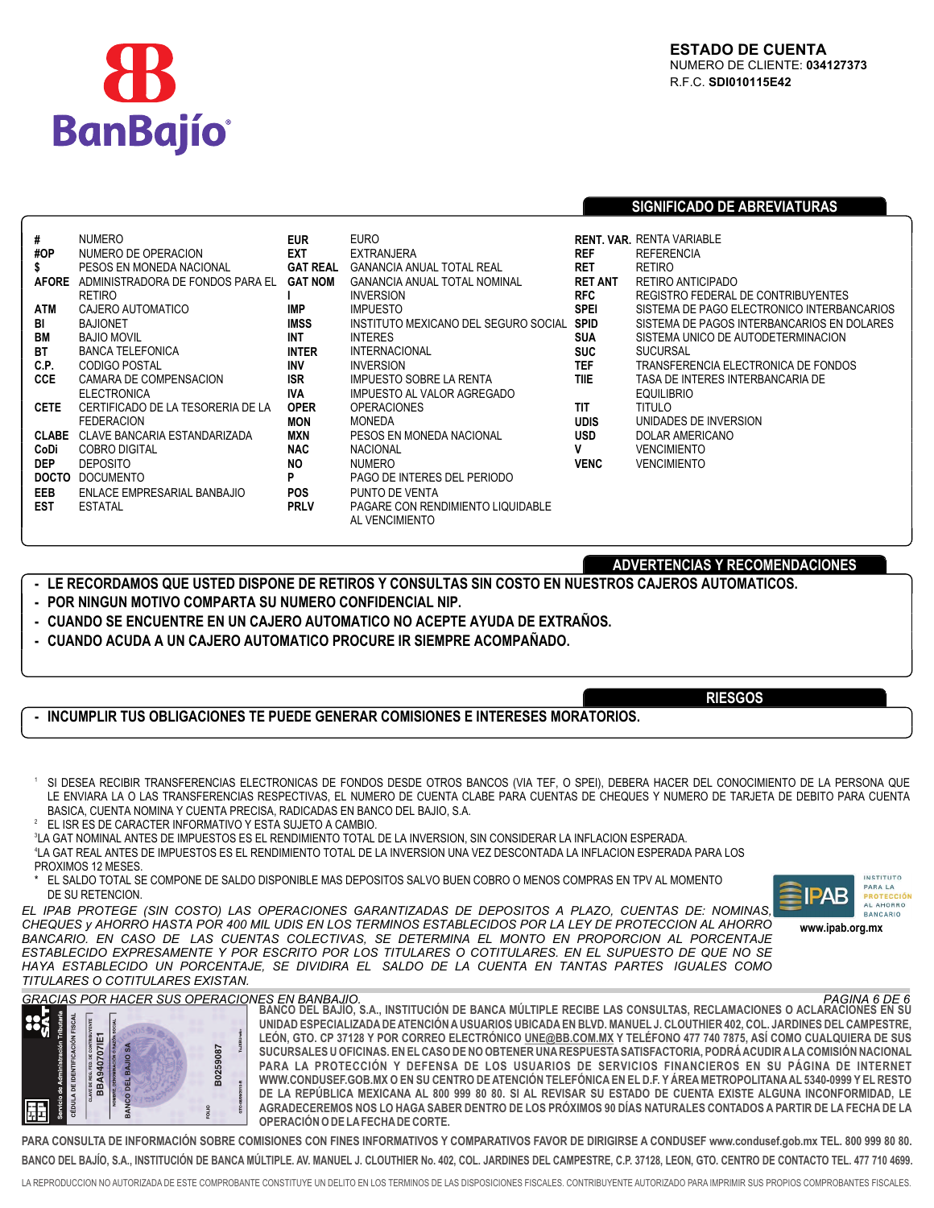# ESTADO DE CUENTA

NUMERO DE CLIENTE: **034127373**

R.F.C. **SDI010115E42**

## SIGNIFICADO DE ABREVIATURAS

| | | | | | |
|---|---|---|---|---|---|
| **#** | NUMERO | **EUR** | EURO | **RENT. VAR.** | RENTA VARIABLE |
| **#OP** | NUMERO DE OPERACION | **EXT** | EXTRANJERA | **REF** | REFERENCIA |
| **$** | PESOS EN MONEDA NACIONAL | **GAT REAL** | GANANCIA ANUAL TOTAL REAL | **RET** | RETIRO |
| **AFORE** | ADMINISTRADORA DE FONDOS PARA EL RETIRO | **GAT NOM** | GANANCIA ANUAL TOTAL NOMINAL | **RET ANT** | RETIRO ANTICIPADO |
| | | **I** | INVERSION | **RFC** | REGISTRO FEDERAL DE CONTRIBUYENTES |
| **ATM** | CAJERO AUTOMATICO | **IMP** | IMPUESTO | **SPEI** | SISTEMA DE PAGO ELECTRONICO INTERBANCARIOS |
| **BI** | BAJIONET | **IMSS** | INSTITUTO MEXICANO DEL SEGURO SOCIAL | **SPID** | SISTEMA DE PAGOS INTERBANCARIOS EN DOLARES |
| **BM** | BAJIO MOVIL | **INT** | INTERES | **SUA** | SISTEMA UNICO DE AUTODETERMINACION |
| **BT** | BANCA TELEFONICA | **INTER** | INTERNACIONAL | **SUC** | SUCURSAL |
| **C.P.** | CODIGO POSTAL | **INV** | INVERSION | **TEF** | TRANSFERENCIA ELECTRONICA DE FONDOS |
| **CCE** | CAMARA DE COMPENSACION ELECTRONICA | **ISR** | IMPUESTO SOBRE LA RENTA | **TIIE** | TASA DE INTERES INTERBANCARIA DE EQUILIBRIO |
| | | **IVA** | IMPUESTO AL VALOR AGREGADO | | |
| **CETE** | CERTIFICADO DE LA TESORERIA DE LA FEDERACION | **OPER** | OPERACIONES | **TIT** | TITULO |
| | | **MON** | MONEDA | **UDIS** | UNIDADES DE INVERSION |
| **CLABE** | CLAVE BANCARIA ESTANDARIZADA | **MXN** | PESOS EN MONEDA NACIONAL | **USD** | DOLAR AMERICANO |
| **CoDi** | COBRO DIGITAL | **NAC** | NACIONAL | **V** | VENCIMIENTO |
| **DEP** | DEPOSITO | **NO** | NUMERO | **VENC** | VENCIMIENTO |
| **DOCTO** | DOCUMENTO | **P** | PAGO DE INTERES DEL PERIODO | | |
| **EEB** | ENLACE EMPRESARIAL BANBAJIO | **POS** | PUNTO DE VENTA | | |
| **EST** | ESTATAL | **PRLV** | PAGARE CON RENDIMIENTO LIQUIDABLE AL VENCIMIENTO | | |

## ADVERTENCIAS Y RECOMENDACIONES

- **LE RECORDAMOS QUE USTED DISPONE DE RETIROS Y CONSULTAS SIN COSTO EN NUESTROS CAJEROS AUTOMATICOS.**
- **POR NINGUN MOTIVO COMPARTA SU NUMERO CONFIDENCIAL NIP.**
- **CUANDO SE ENCUENTRE EN UN CAJERO AUTOMATICO NO ACEPTE AYUDA DE EXTRAÑOS.**
- **CUANDO ACUDA A UN CAJERO AUTOMATICO PROCURE IR SIEMPRE ACOMPAÑADO.**

## RIESGOS

- **INCUMPLIR TUS OBLIGACIONES TE PUEDE GENERAR COMISIONES E INTERESES MORATORIOS.**

[1] SI DESEA RECIBIR TRANSFERENCIAS ELECTRONICAS DE FONDOS DESDE OTROS BANCOS (VIA TEF, O SPEI), DEBERA HACER DEL CONOCIMIENTO DE LA PERSONA QUE LE ENVIARA LA O LAS TRANSFERENCIAS RESPECTIVAS, EL NUMERO DE CUENTA CLABE PARA CUENTAS DE CHEQUES Y NUMERO DE TARJETA DE DEBITO PARA CUENTA BASICA, CUENTA NOMINA Y CUENTA PRECISA, RADICADAS EN BANCO DEL BAJIO, S.A.

[2] EL ISR ES DE CARACTER INFORMATIVO Y ESTA SUJETO A CAMBIO.

[3]LA GAT NOMINAL ANTES DE IMPUESTOS ES EL RENDIMIENTO TOTAL DE LA INVERSION, SIN CONSIDERAR LA INFLACION ESPERADA.

[4]LA GAT REAL ANTES DE IMPUESTOS ES EL RENDIMIENTO TOTAL DE LA INVERSION UNA VEZ DESCONTADA LA INFLACION ESPERADA PARA LOS PROXIMOS 12 MESES.

\* EL SALDO TOTAL SE COMPONE DE SALDO DISPONIBLE MAS DEPOSITOS SALVO BUEN COBRO O MENOS COMPRAS EN TPV AL MOMENTO DE SU RETENCION.

*EL IPAB PROTEGE (SIN COSTO) LAS OPERACIONES GARANTIZADAS DE DEPOSITOS A PLAZO, CUENTAS DE: NOMINAS, CHEQUES y AHORRO HASTA POR 400 MIL UDIS EN LOS TERMINOS ESTABLECIDOS POR LA LEY DE PROTECCION AL AHORRO BANCARIO. EN CASO DE LAS CUENTAS COLECTIVAS, SE DETERMINA EL MONTO EN PROPORCION AL PORCENTAJE ESTABLECIDO EXPRESAMENTE Y POR ESCRITO POR LOS TITULARES O COTITULARES. EN EL SUPUESTO DE QUE NO SE HAYA ESTABLECIDO UN PORCENTAJE, SE DIVIDIRA EL SALDO DE LA CUENTA EN TANTAS PARTES IGUALES COMO TITULARES O COTITULARES EXISTAN.*

IPAB INSTITUTO PARA LA PROTECCIÓN AL AHORRO BANCARIO

**www.ipab.org.mx**

*GRACIAS POR HACER SUS OPERACIONES EN BANBAJIO.*

SAT Servicio de Administración Tributaria — CÉDULA DE IDENTIFICACIÓN FISCAL — BBA940707IE1 — BANCO DEL BAJIO SA — B0259087

**BANCO DEL BAJÍO, S.A., INSTITUCIÓN DE BANCA MÚLTIPLE RECIBE LAS CONSULTAS, RECLAMACIONES O ACLARACIONES EN SU UNIDAD ESPECIALIZADA DE ATENCIÓN A USUARIOS UBICADA EN BLVD. MANUEL J. CLOUTHIER 402, COL. JARDINES DEL CAMPESTRE, LEÓN, GTO. CP 37128 Y POR CORREO ELECTRÓNICO UNE@BB.COM.MX Y TELÉFONO 477 740 7875, ASÍ COMO CUALQUIERA DE SUS SUCURSALES U OFICINAS. EN EL CASO DE NO OBTENER UNA RESPUESTA SATISFACTORIA, PODRÁ ACUDIR A LA COMISIÓN NACIONAL PARA LA PROTECCIÓN Y DEFENSA DE LOS USUARIOS DE SERVICIOS FINANCIEROS EN SU PÁGINA DE INTERNET WWW.CONDUSEF.GOB.MX O EN SU CENTRO DE ATENCIÓN TELEFÓNICA EN EL D.F. Y ÁREA METROPOLITANA AL 5340-0999 Y EL RESTO DE LA REPÚBLICA MEXICANA AL 800 999 80 80. SI AL REVISAR SU ESTADO DE CUENTA EXISTE ALGUNA INCONFORMIDAD, LE AGRADECEREMOS NOS LO HAGA SABER DENTRO DE LOS PRÓXIMOS 90 DÍAS NATURALES CONTADOS A PARTIR DE LA FECHA DE LA OPERACIÓN O DE LA FECHA DE CORTE.**

**PARA CONSULTA DE INFORMACIÓN SOBRE COMISIONES CON FINES INFORMATIVOS Y COMPARATIVOS FAVOR DE DIRIGIRSE A CONDUSEF www.condusef.gob.mx TEL. 800 999 80 80.**

**BANCO DEL BAJÍO, S.A., INSTITUCIÓN DE BANCA MÚLTIPLE. AV. MANUEL J. CLOUTHIER No. 402, COL. JARDINES DEL CAMPESTRE, C.P. 37128, LEON, GTO. CENTRO DE CONTACTO TEL. 477 710 4699.**

LA REPRODUCCION NO AUTORIZADA DE ESTE COMPROBANTE CONSTITUYE UN DELITO EN LOS TERMINOS DE LAS DISPOSICIONES FISCALES. CONTRIBUYENTE AUTORIZADO PARA IMPRIMIR SUS PROPIOS COMPROBANTES FISCALES.